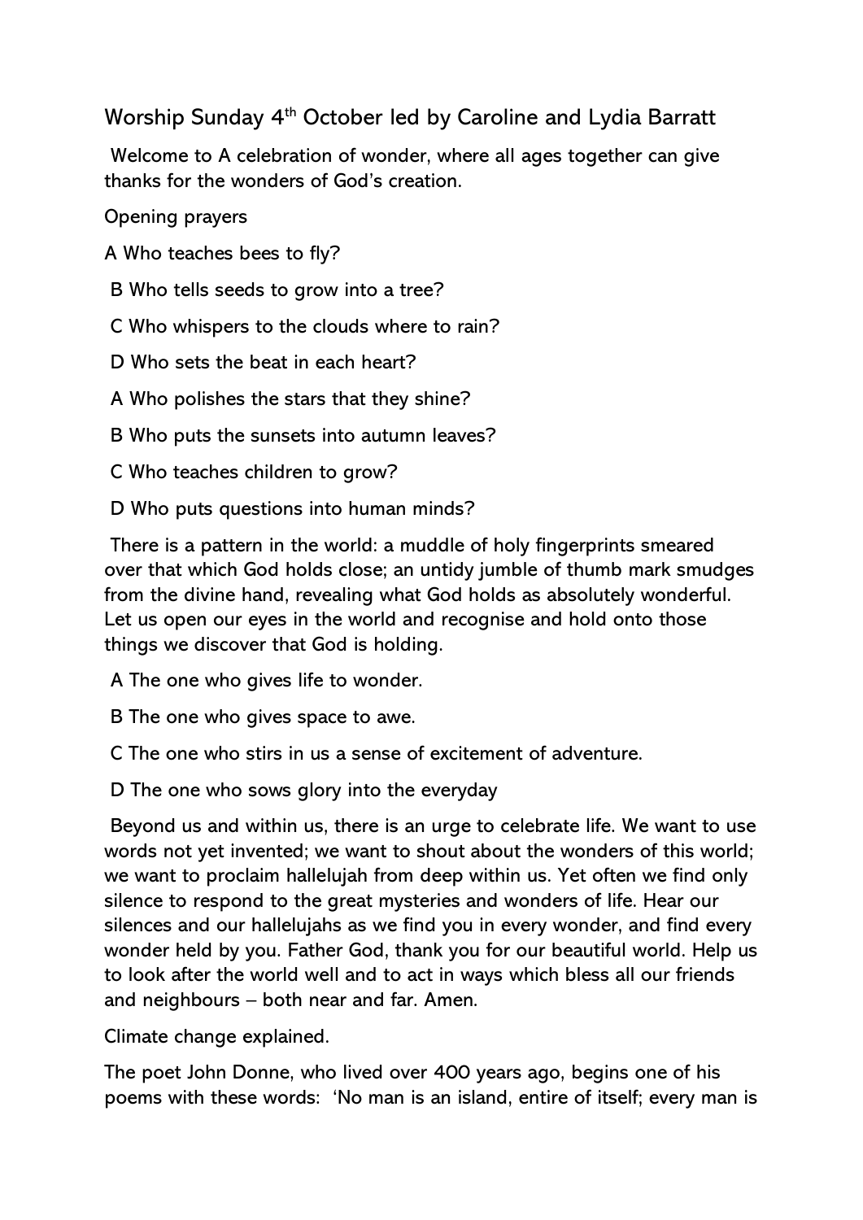# Worship Sunday 4th October led by Caroline and Lydia Barratt

Welcome to A celebration of wonder, where all ages together can give thanks for the wonders of God's creation.

Opening prayers

A Who teaches bees to fly?

B Who tells seeds to grow into a tree?

C Who whispers to the clouds where to rain?

D Who sets the beat in each heart?

A Who polishes the stars that they shine?

B Who puts the sunsets into autumn leaves?

C Who teaches children to grow?

D Who puts questions into human minds?

There is a pattern in the world: a muddle of holy fingerprints smeared over that which God holds close; an untidy jumble of thumb mark smudges from the divine hand, revealing what God holds as absolutely wonderful. Let us open our eyes in the world and recognise and hold onto those things we discover that God is holding.

A The one who gives life to wonder.

B The one who gives space to awe.

C The one who stirs in us a sense of excitement of adventure.

D The one who sows glory into the everyday

Beyond us and within us, there is an urge to celebrate life. We want to use words not yet invented; we want to shout about the wonders of this world; we want to proclaim hallelujah from deep within us. Yet often we find only silence to respond to the great mysteries and wonders of life. Hear our silences and our hallelujahs as we find you in every wonder, and find every wonder held by you. Father God, thank you for our beautiful world. Help us to look after the world well and to act in ways which bless all our friends and neighbours – both near and far. Amen.

Climate change explained.

The poet John Donne, who lived over 400 years ago, begins one of his poems with these words: 'No man is an island, entire of itself; every man is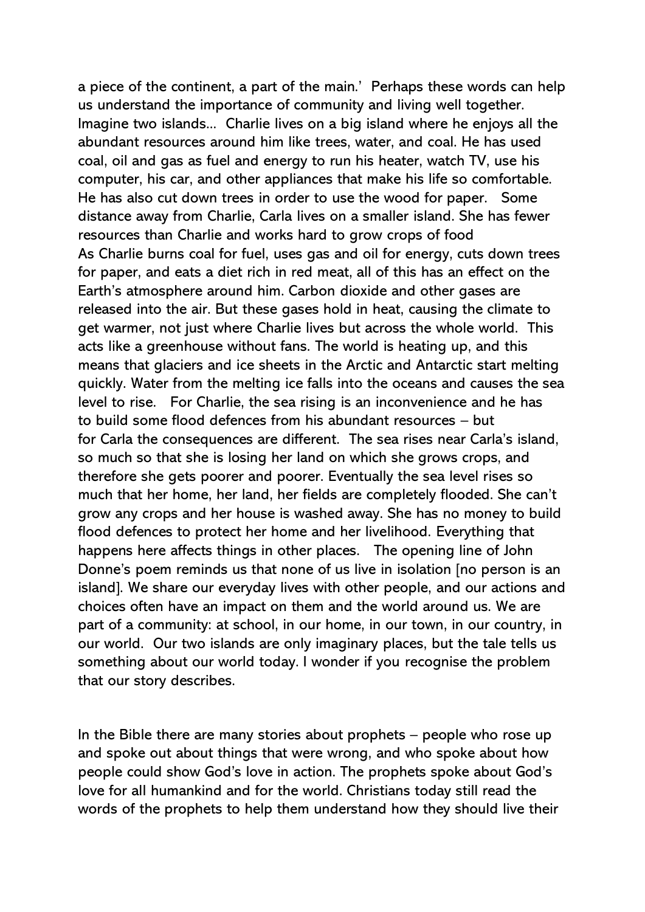a piece of the continent, a part of the main.' Perhaps these words can help us understand the importance of community and living well together. Imagine two islands… Charlie lives on a big island where he enjoys all the abundant resources around him like trees, water, and coal. He has used coal, oil and gas as fuel and energy to run his heater, watch TV, use his computer, his car, and other appliances that make his life so comfortable. He has also cut down trees in order to use the wood for paper. Some distance away from Charlie, Carla lives on a smaller island. She has fewer resources than Charlie and works hard to grow crops of food
As Charlie burns coal for fuel, uses gas and oil for energy, cuts down trees for paper, and eats a diet rich in red meat, all of this has an effect on the Earth's atmosphere around him. Carbon dioxide and other gases are released into the air. But these gases hold in heat, causing the climate to get warmer, not just where Charlie lives but across the whole world. This acts like a greenhouse without fans. The world is heating up, and this means that glaciers and ice sheets in the Arctic and Antarctic start melting quickly. Water from the melting ice falls into the oceans and causes the sea level to rise. For Charlie, the sea rising is an inconvenience and he has to build some flood defences from his abundant resources – but for Carla the consequences are different. The sea rises near Carla's island, so much so that she is losing her land on which she grows crops, and therefore she gets poorer and poorer. Eventually the sea level rises so much that her home, her land, her fields are completely flooded. She can't grow any crops and her house is washed away. She has no money to build flood defences to protect her home and her livelihood. Everything that happens here affects things in other places. The opening line of John Donne's poem reminds us that none of us live in isolation [no person is an island]. We share our everyday lives with other people, and our actions and choices often have an impact on them and the world around us. We are part of a community: at school, in our home, in our town, in our country, in our world. Our two islands are only imaginary places, but the tale tells us something about our world today. I wonder if you recognise the problem that our story describes.

In the Bible there are many stories about prophets – people who rose up and spoke out about things that were wrong, and who spoke about how people could show God's love in action. The prophets spoke about God's love for all humankind and for the world. Christians today still read the words of the prophets to help them understand how they should live their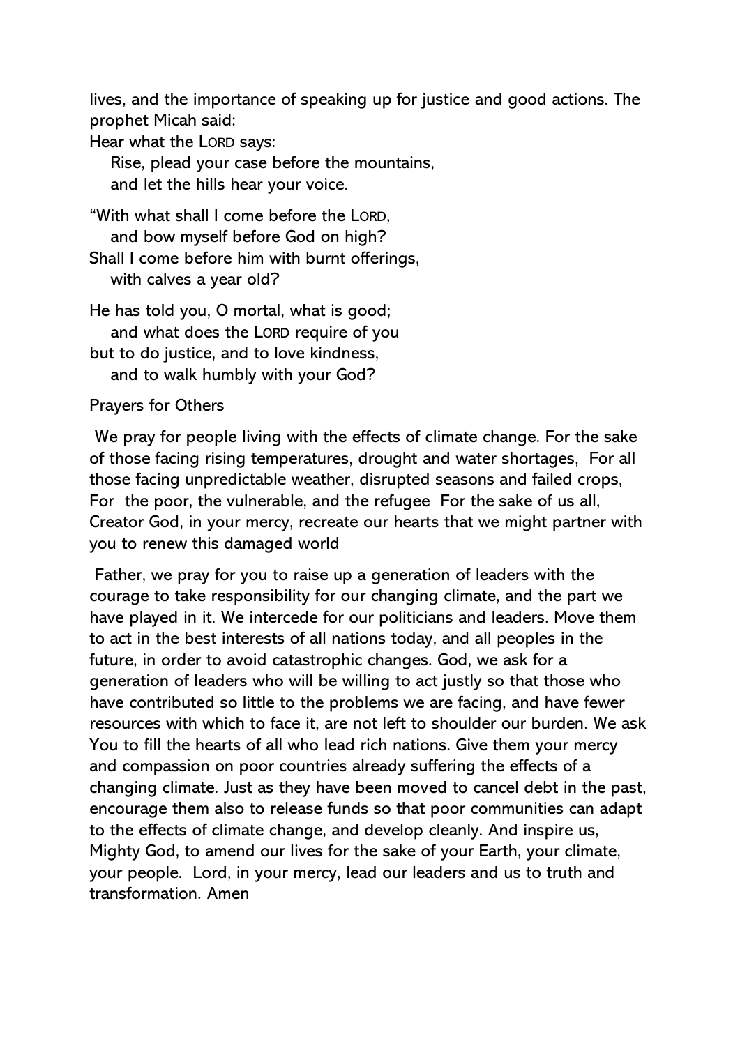lives, and the importance of speaking up for justice and good actions. The prophet Micah said:

Hear what the LORD says:
  Rise, plead your case before the mountains,
  and let the hills hear your voice.

"With what shall I come before the LORD,
  and bow myself before God on high?
Shall I come before him with burnt offerings,
  with calves a year old?

He has told you, O mortal, what is good;
  and what does the LORD require of you
but to do justice, and to love kindness,
  and to walk humbly with your God?

Prayers for Others

We pray for people living with the effects of climate change. For the sake of those facing rising temperatures, drought and water shortages, For all those facing unpredictable weather, disrupted seasons and failed crops, For the poor, the vulnerable, and the refugee For the sake of us all, Creator God, in your mercy, recreate our hearts that we might partner with you to renew this damaged world

Father, we pray for you to raise up a generation of leaders with the courage to take responsibility for our changing climate, and the part we have played in it. We intercede for our politicians and leaders. Move them to act in the best interests of all nations today, and all peoples in the future, in order to avoid catastrophic changes. God, we ask for a generation of leaders who will be willing to act justly so that those who have contributed so little to the problems we are facing, and have fewer resources with which to face it, are not left to shoulder our burden. We ask You to fill the hearts of all who lead rich nations. Give them your mercy and compassion on poor countries already suffering the effects of a changing climate. Just as they have been moved to cancel debt in the past, encourage them also to release funds so that poor communities can adapt to the effects of climate change, and develop cleanly. And inspire us, Mighty God, to amend our lives for the sake of your Earth, your climate, your people. Lord, in your mercy, lead our leaders and us to truth and transformation. Amen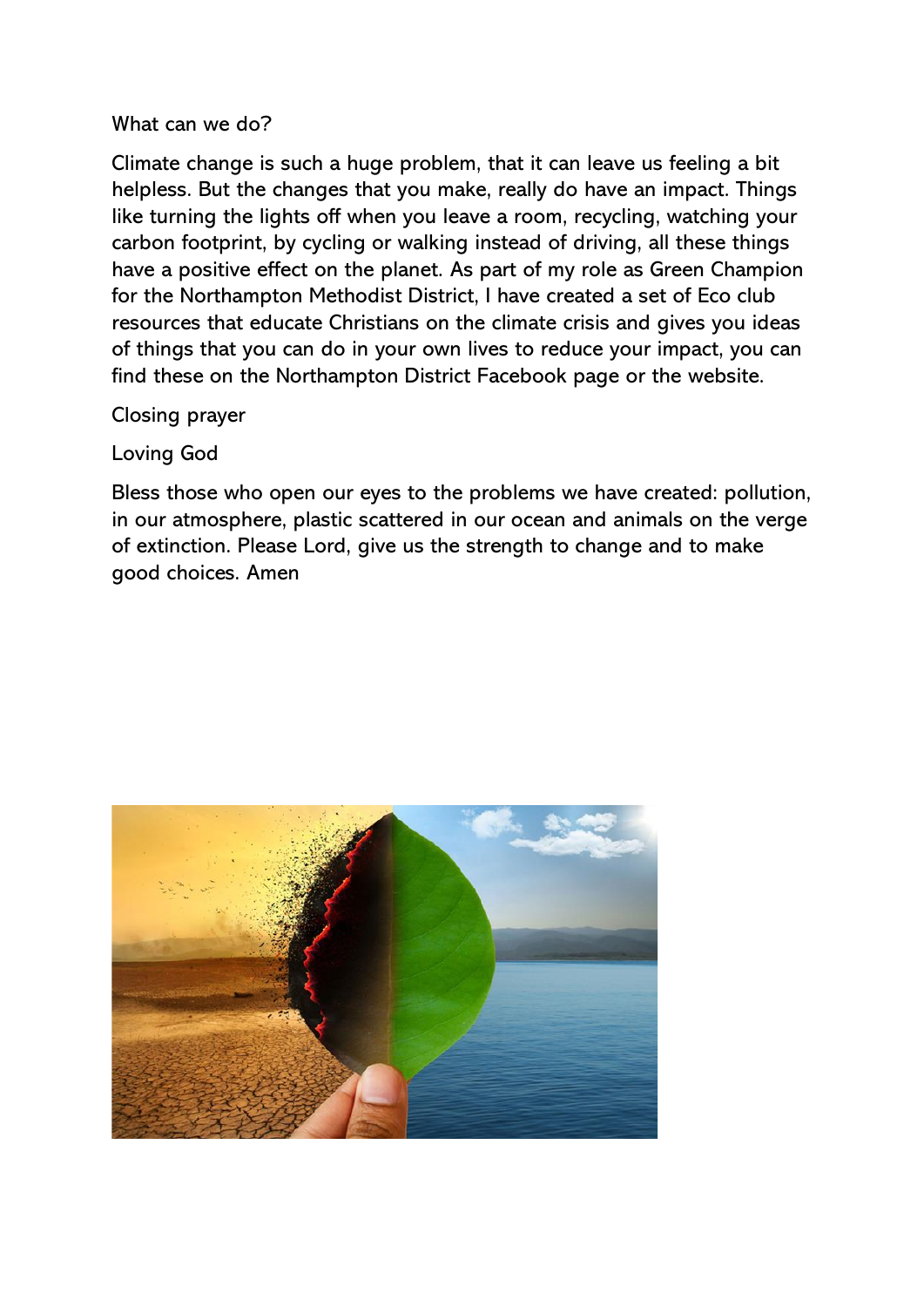What can we do?

Climate change is such a huge problem, that it can leave us feeling a bit helpless. But the changes that you make, really do have an impact. Things like turning the lights off when you leave a room, recycling, watching your carbon footprint, by cycling or walking instead of driving, all these things have a positive effect on the planet. As part of my role as Green Champion for the Northampton Methodist District, I have created a set of Eco club resources that educate Christians on the climate crisis and gives you ideas of things that you can do in your own lives to reduce your impact, you can find these on the Northampton District Facebook page or the website.

Closing prayer

Loving God

Bless those who open our eyes to the problems we have created: pollution, in our atmosphere, plastic scattered in our ocean and animals on the verge of extinction. Please Lord, give us the strength to change and to make good choices. Amen